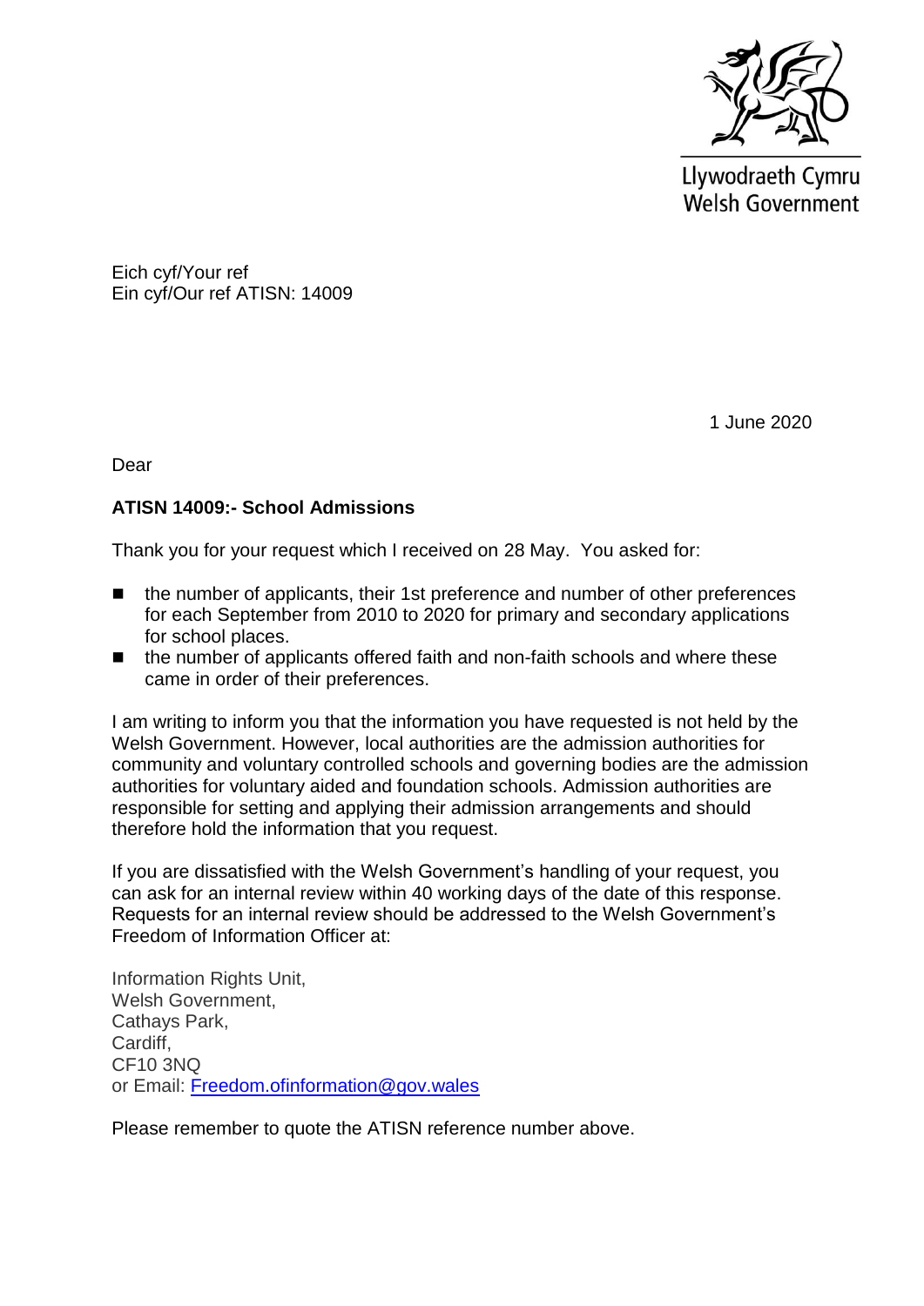Llywodraeth Cymru
Welsh Government

Eich cyf/Your ref
Ein cyf/Our ref ATISN: 14009

1 June 2020

Dear

**ATISN 14009:- School Admissions**

Thank you for your request which I received on 28 May. You asked for:

- the number of applicants, their 1st preference and number of other preferences for each September from 2010 to 2020 for primary and secondary applications for school places.
- the number of applicants offered faith and non-faith schools and where these came in order of their preferences.

I am writing to inform you that the information you have requested is not held by the Welsh Government. However, local authorities are the admission authorities for community and voluntary controlled schools and governing bodies are the admission authorities for voluntary aided and foundation schools. Admission authorities are responsible for setting and applying their admission arrangements and should therefore hold the information that you request.

If you are dissatisfied with the Welsh Government's handling of your request, you can ask for an internal review within 40 working days of the date of this response. Requests for an internal review should be addressed to the Welsh Government's Freedom of Information Officer at:

Information Rights Unit,
Welsh Government,
Cathays Park,
Cardiff,
CF10 3NQ
or Email: Freedom.ofinformation@gov.wales

Please remember to quote the ATISN reference number above.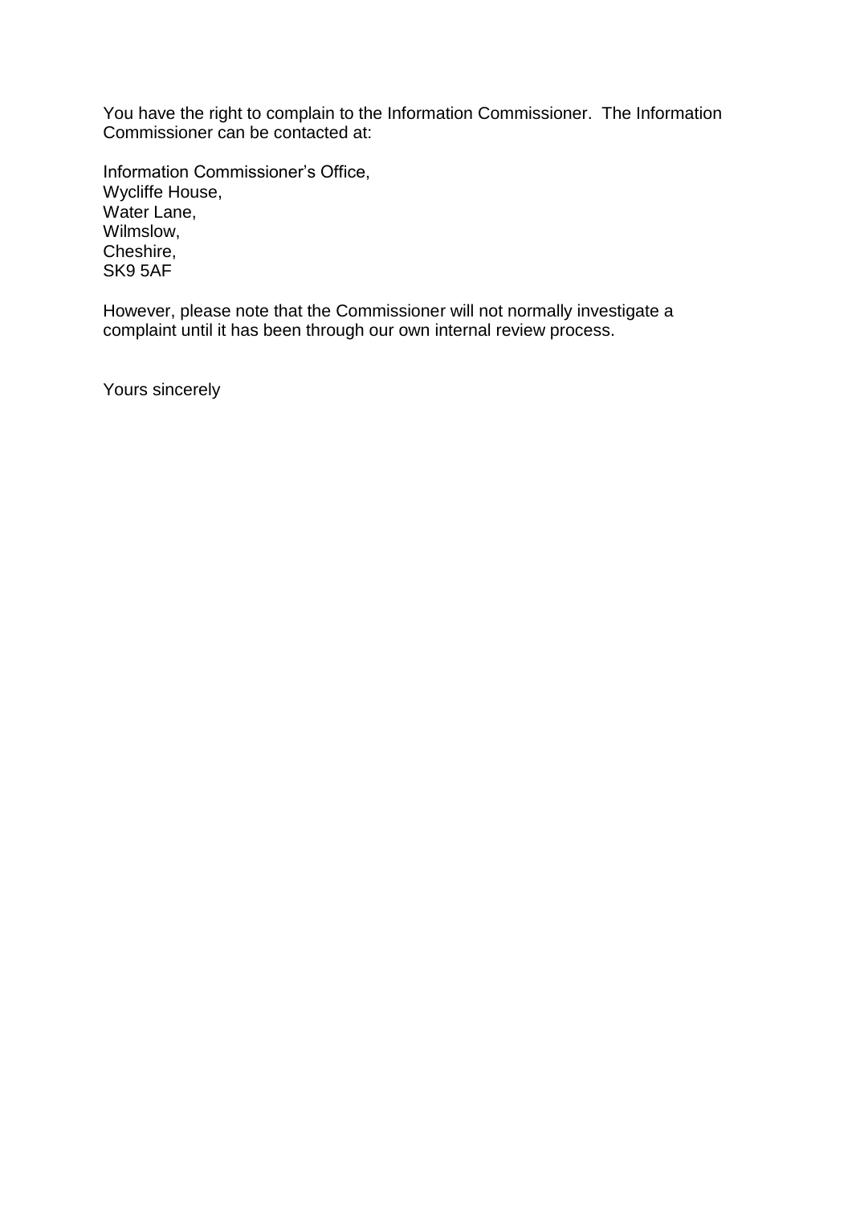You have the right to complain to the Information Commissioner. The Information Commissioner can be contacted at:

Information Commissioner's Office,
Wycliffe House,
Water Lane,
Wilmslow,
Cheshire,
SK9 5AF

However, please note that the Commissioner will not normally investigate a complaint until it has been through our own internal review process.

Yours sincerely